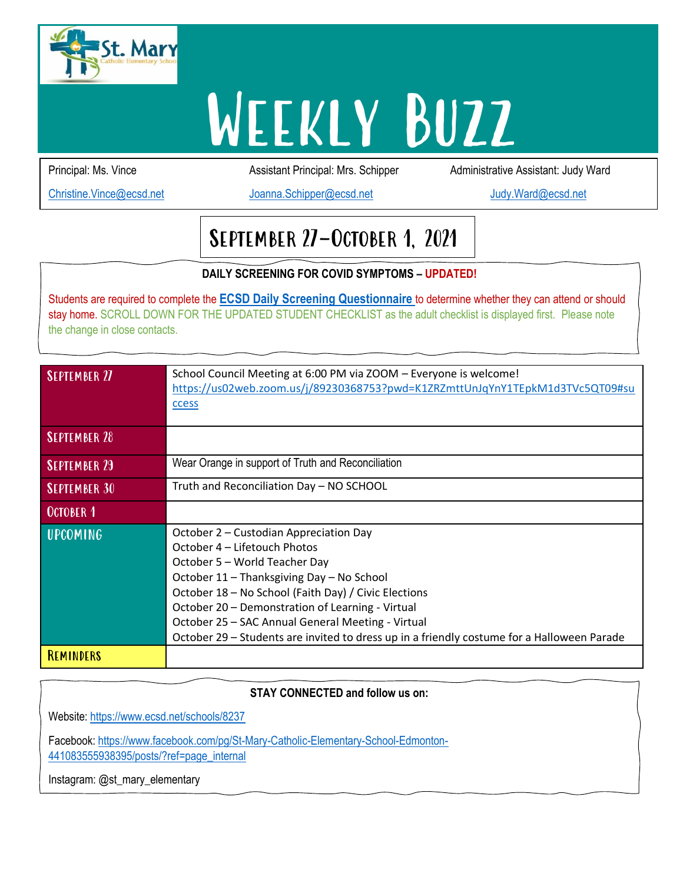# Weekly Buzz

| Principal: Ms. Vince | Assistant Principal: Mrs. Schipper | Administrative Assistant: Judy Ward |
|---|---|---|
| Christine.Vince@ecsd.net | Joanna.Schipper@ecsd.net | Judy.Ward@ecsd.net |

## September 27-October 1, 2021

**DAILY SCREENING FOR COVID SYMPTOMS – UPDATED!**

Students are required to complete the **ECSD Daily Screening Questionnaire** to determine whether they can attend or should stay home. SCROLL DOWN FOR THE UPDATED STUDENT CHECKLIST as the adult checklist is displayed first. Please note the change in close contacts.

| | |
|---|---|
| **September 27** | School Council Meeting at 6:00 PM via ZOOM – Everyone is welcome! https://us02web.zoom.us/j/89230368753?pwd=K1ZRZmttUnJqYnY1TEpkM1d3TVc5QT09#success |
| **September 28** | |
| **September 29** | Wear Orange in support of Truth and Reconciliation |
| **September 30** | Truth and Reconciliation Day – NO SCHOOL |
| **October 1** | |
| **Upcoming** | October 2 – Custodian Appreciation Day<br>October 4 – Lifetouch Photos<br>October 5 – World Teacher Day<br>October 11 – Thanksgiving Day – No School<br>October 18 – No School (Faith Day) / Civic Elections<br>October 20 – Demonstration of Learning - Virtual<br>October 25 – SAC Annual General Meeting - Virtual<br>October 29 – Students are invited to dress up in a friendly costume for a Halloween Parade |
| **Reminders** | |

**STAY CONNECTED and follow us on:**

Website: https://www.ecsd.net/schools/8237

Facebook: https://www.facebook.com/pg/St-Mary-Catholic-Elementary-School-Edmonton-441083555938395/posts/?ref=page_internal

Instagram: @st_mary_elementary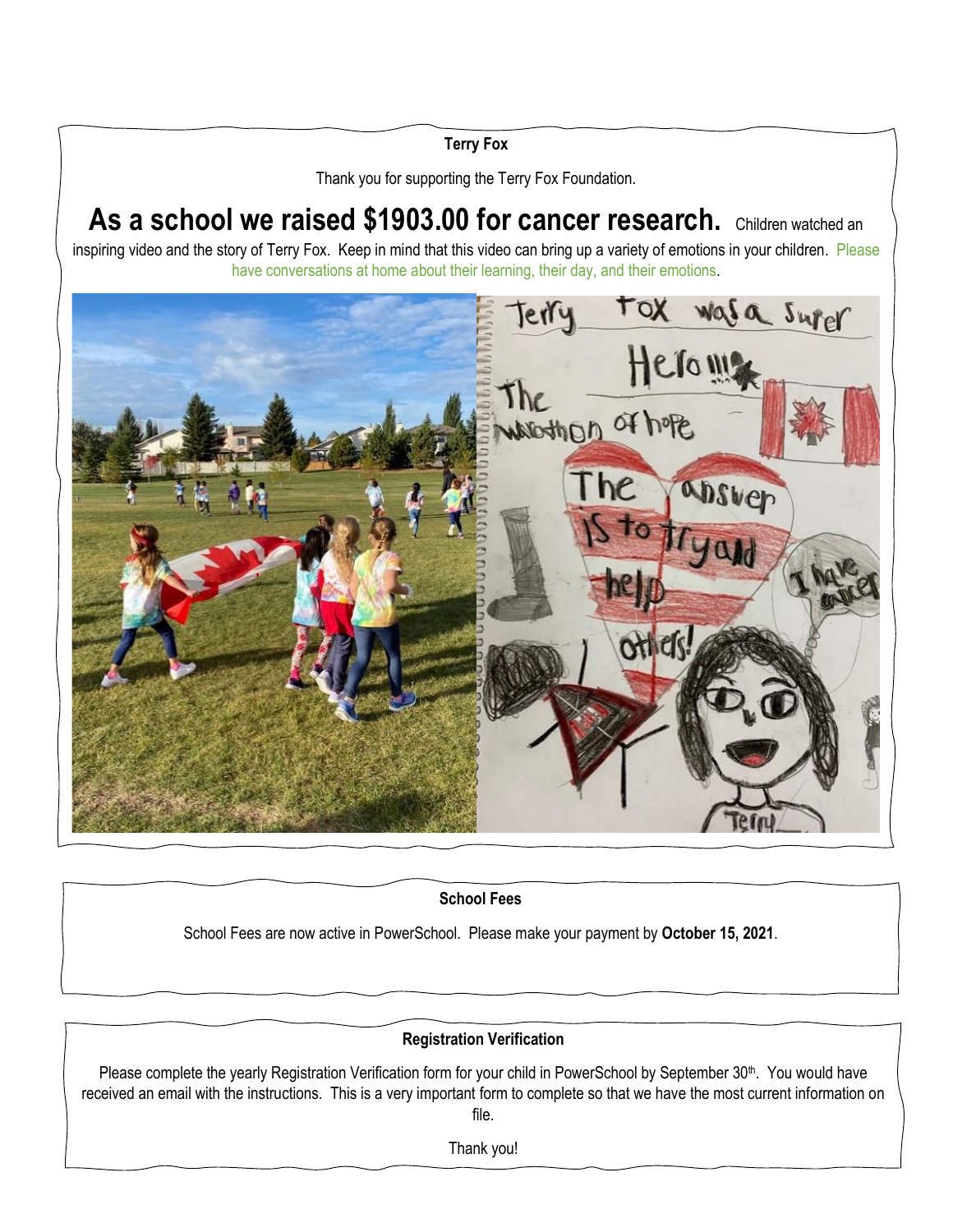## Terry Fox

Thank you for supporting the Terry Fox Foundation.

**As a school we raised $1903.00 for cancer research.** Children watched an inspiring video and the story of Terry Fox. Keep in mind that this video can bring up a variety of emotions in your children. Please have conversations at home about their learning, their day, and their emotions.

## School Fees

School Fees are now active in PowerSchool. Please make your payment by **October 15, 2021**.

## Registration Verification

Please complete the yearly Registration Verification form for your child in PowerSchool by September 30th. You would have received an email with the instructions. This is a very important form to complete so that we have the most current information on file.

Thank you!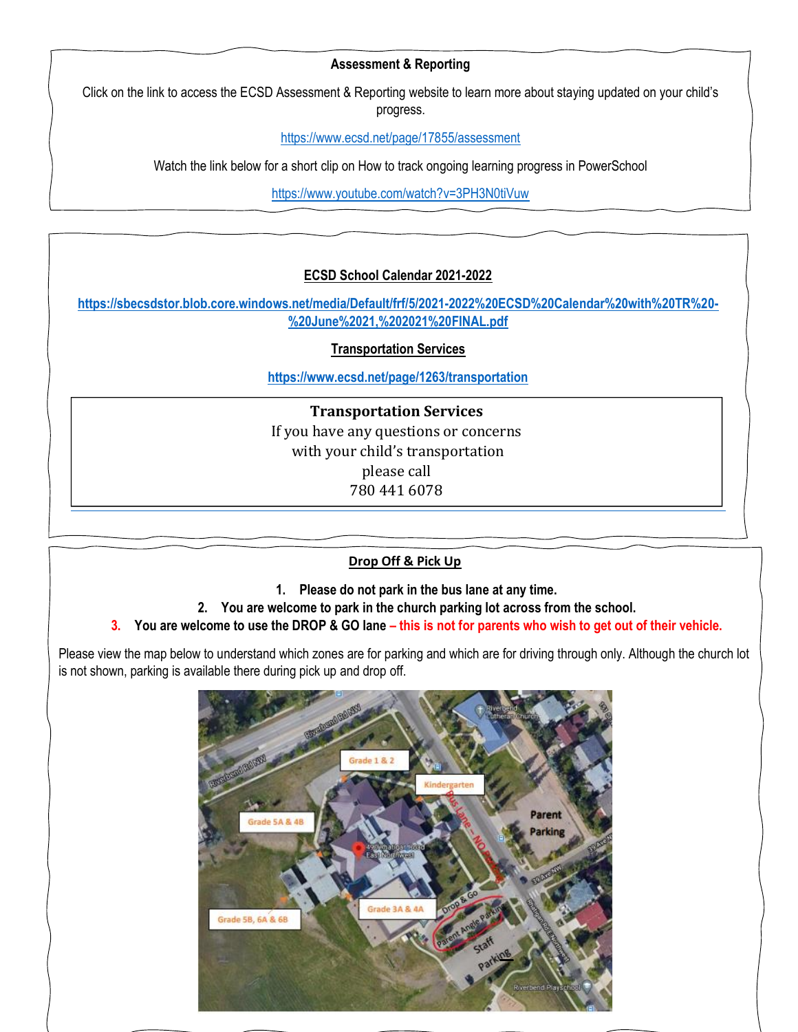## Assessment & Reporting

Click on the link to access the ECSD Assessment & Reporting website to learn more about staying updated on your child's progress.

https://www.ecsd.net/page/17855/assessment

Watch the link below for a short clip on How to track ongoing learning progress in PowerSchool

https://www.youtube.com/watch?v=3PH3N0tiVuw

## ECSD School Calendar 2021-2022

**https://sbecsdstor.blob.core.windows.net/media/Default/frf/5/2021-2022%20ECSD%20Calendar%20with%20TR%20-%20June%2021,%202021%20FINAL.pdf**

## Transportation Services

**https://www.ecsd.net/page/1263/transportation**

**Transportation Services**

If you have any questions or concerns with your child's transportation please call

780 441 6078

## Drop Off & Pick Up

1. **Please do not park in the bus lane at any time.**
2. **You are welcome to park in the church parking lot across from the school.**
3. **You are welcome to use the DROP & GO lane – this is not for parents who wish to get out of their vehicle.**

Please view the map below to understand which zones are for parking and which are for driving through only. Although the church lot is not shown, parking is available there during pick up and drop off.

Riverbend Rd NW

Riverbend Rd NW

Grade 1 & 2

Kindergarten

Riverbend Lutheran Church

Grade 5A & 4B

Bus Lane – NO Parking

Parent Parking

490 Rhatigan Road East Northwest

Grade 5B, 6A & 6B

Grade 3A & 4A

Drop & Go

Parent Angle Parking

Staff Parking

Rhatigan Rd E Northwest

39 Ave NW

Riverbend Playschool